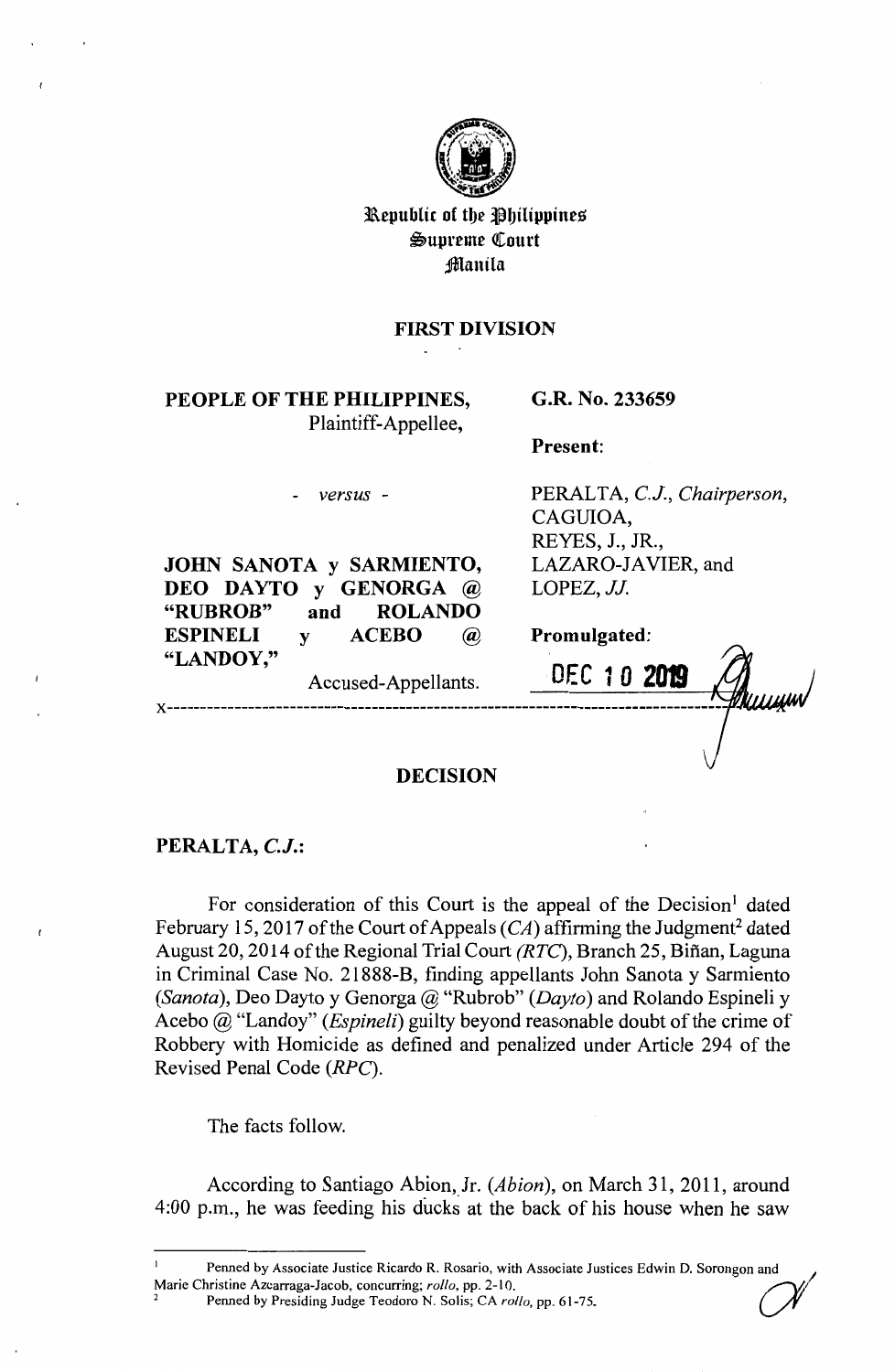Republic of the Philippines
Supreme Court
Manila

**FIRST DIVISION**

**PEOPLE OF THE PHILIPPINES,**
Plaintiff-Appellee,

- *versus* -

**JOHN SANOTA y SARMIENTO, DEO DAYTO y GENORGA @ "RUBROB" and ROLANDO ESPINELI y ACEBO @ "LANDOY,"**
Accused-Appellants.

**G.R. No. 233659**

**Present:**

PERALTA, *C.J., Chairperson*,
CAGUIOA,
REYES, J., JR.,
LAZARO-JAVIER, and
LOPEZ, *JJ.*

**Promulgated:**

DEC 10 2019

x-----------------------------------------------------------------------------------x

## DECISION

**PERALTA, *C.J.*:**

For consideration of this Court is the appeal of the Decision[1] dated February 15, 2017 of the Court of Appeals (*CA*) affirming the Judgment[2] dated August 20, 2014 of the Regional Trial Court *(RTC)*, Branch 25, Biñan, Laguna in Criminal Case No. 21888-B, finding appellants John Sanota y Sarmiento (*Sanota*), Deo Dayto y Genorga @ "Rubrob" (*Dayto*) and Rolando Espineli y Acebo @ "Landoy" (*Espineli*) guilty beyond reasonable doubt of the crime of Robbery with Homicide as defined and penalized under Article 294 of the Revised Penal Code (*RPC*).

The facts follow.

According to Santiago Abion, Jr. (*Abion*), on March 31, 2011, around 4:00 p.m., he was feeding his ducks at the back of his house when he saw

---

[1] Penned by Associate Justice Ricardo R. Rosario, with Associate Justices Edwin D. Sorongon and Marie Christine Azcarraga-Jacob, concurring; *rollo*, pp. 2-10.

[2] Penned by Presiding Judge Teodoro N. Solis; CA *rollo*, pp. 61-75.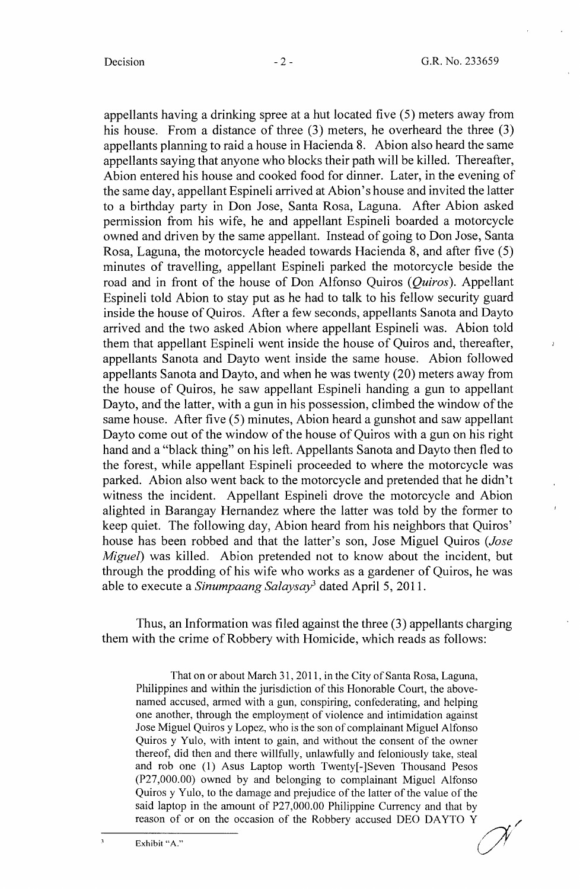appellants having a drinking spree at a hut located five (5) meters away from his house. From a distance of three (3) meters, he overheard the three (3) appellants planning to raid a house in Hacienda 8. Abion also heard the same appellants saying that anyone who blocks their path will be killed. Thereafter, Abion entered his house and cooked food for dinner. Later, in the evening of the same day, appellant Espineli arrived at Abion's house and invited the latter to a birthday party in Don Jose, Santa Rosa, Laguna. After Abion asked permission from his wife, he and appellant Espineli boarded a motorcycle owned and driven by the same appellant. Instead of going to Don Jose, Santa Rosa, Laguna, the motorcycle headed towards Hacienda 8, and after five (5) minutes of travelling, appellant Espineli parked the motorcycle beside the road and in front of the house of Don Alfonso Quiros (*Quiros*). Appellant Espineli told Abion to stay put as he had to talk to his fellow security guard inside the house of Quiros. After a few seconds, appellants Sanota and Dayto arrived and the two asked Abion where appellant Espineli was. Abion told them that appellant Espineli went inside the house of Quiros and, thereafter, appellants Sanota and Dayto went inside the same house. Abion followed appellants Sanota and Dayto, and when he was twenty (20) meters away from the house of Quiros, he saw appellant Espineli handing a gun to appellant Dayto, and the latter, with a gun in his possession, climbed the window of the same house. After five (5) minutes, Abion heard a gunshot and saw appellant Dayto come out of the window of the house of Quiros with a gun on his right hand and a "black thing" on his left. Appellants Sanota and Dayto then fled to the forest, while appellant Espineli proceeded to where the motorcycle was parked. Abion also went back to the motorcycle and pretended that he didn't witness the incident. Appellant Espineli drove the motorcycle and Abion alighted in Barangay Hernandez where the latter was told by the former to keep quiet. The following day, Abion heard from his neighbors that Quiros' house has been robbed and that the latter's son, Jose Miguel Quiros (*Jose Miguel*) was killed. Abion pretended not to know about the incident, but through the prodding of his wife who works as a gardener of Quiros, he was able to execute a *Sinumpaang Salaysay*[3] dated April 5, 2011.

Thus, an Information was filed against the three (3) appellants charging them with the crime of Robbery with Homicide, which reads as follows:

> That on or about March 31, 2011, in the City of Santa Rosa, Laguna, Philippines and within the jurisdiction of this Honorable Court, the above-named accused, armed with a gun, conspiring, confederating, and helping one another, through the employment of violence and intimidation against Jose Miguel Quiros y Lopez, who is the son of complainant Miguel Alfonso Quiros y Yulo, with intent to gain, and without the consent of the owner thereof, did then and there willfully, unlawfully and feloniously take, steal and rob one (1) Asus Laptop worth Twenty[-]Seven Thousand Pesos (P27,000.00) owned by and belonging to complainant Miguel Alfonso Quiros y Yulo, to the damage and prejudice of the latter of the value of the said laptop in the amount of P27,000.00 Philippine Currency and that by reason of or on the occasion of the Robbery accused DEO DAYTO Y

---

[3] Exhibit "A."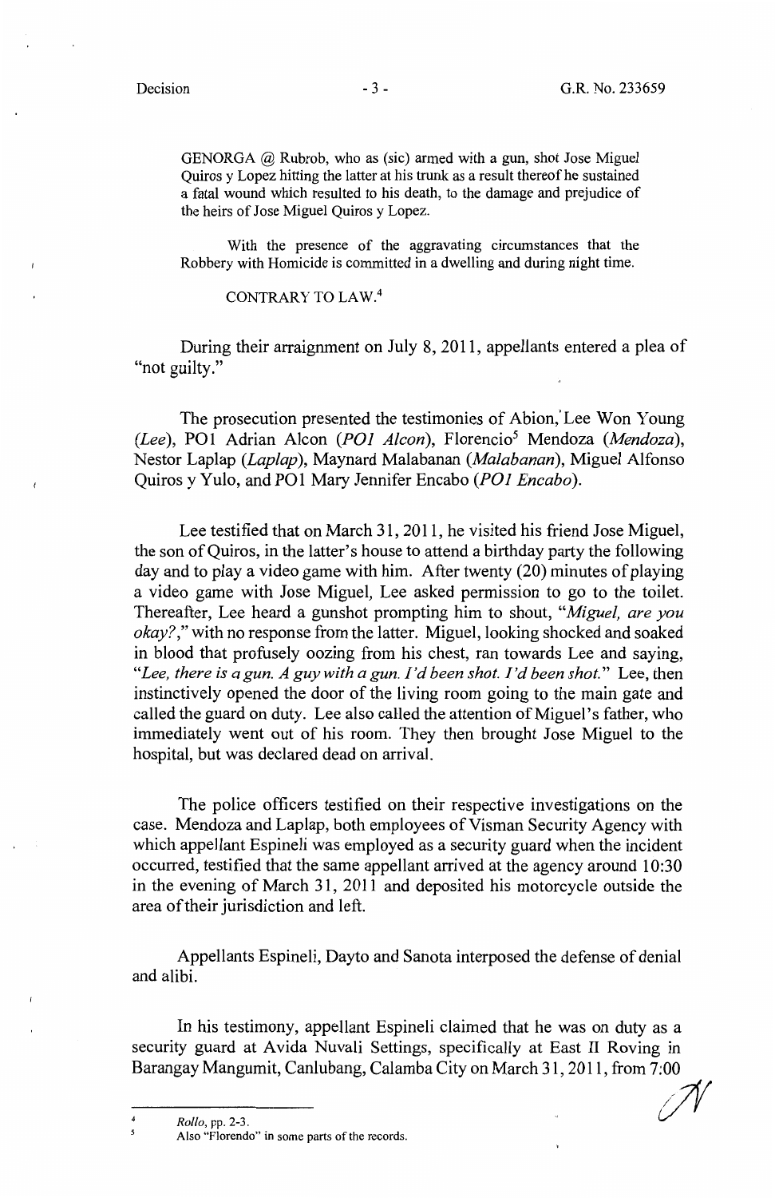GENORGA @ Rubrob, who as (sic) armed with a gun, shot Jose Miguel Quiros y Lopez hitting the latter at his trunk as a result thereof he sustained a fatal wound which resulted to his death, to the damage and prejudice of the heirs of Jose Miguel Quiros y Lopez.

> With the presence of the aggravating circumstances that the Robbery with Homicide is committed in a dwelling and during night time.
>
> CONTRARY TO LAW.[4]

During their arraignment on July 8, 2011, appellants entered a plea of "not guilty."

The prosecution presented the testimonies of Abion, Lee Won Young (*Lee*), PO1 Adrian Alcon (*PO1 Alcon*), Florencio[5] Mendoza (*Mendoza*), Nestor Laplap (*Laplap*), Maynard Malabanan (*Malabanan*), Miguel Alfonso Quiros y Yulo, and PO1 Mary Jennifer Encabo (*PO1 Encabo*).

Lee testified that on March 31, 2011, he visited his friend Jose Miguel, the son of Quiros, in the latter's house to attend a birthday party the following day and to play a video game with him. After twenty (20) minutes of playing a video game with Jose Miguel, Lee asked permission to go to the toilet. Thereafter, Lee heard a gunshot prompting him to shout, "*Miguel, are you okay?*," with no response from the latter. Miguel, looking shocked and soaked in blood that profusely oozing from his chest, ran towards Lee and saying, "*Lee, there is a gun. A guy with a gun. I'd been shot. I'd been shot.*" Lee, then instinctively opened the door of the living room going to the main gate and called the guard on duty. Lee also called the attention of Miguel's father, who immediately went out of his room. They then brought Jose Miguel to the hospital, but was declared dead on arrival.

The police officers testified on their respective investigations on the case. Mendoza and Laplap, both employees of Visman Security Agency with which appellant Espineli was employed as a security guard when the incident occurred, testified that the same appellant arrived at the agency around 10:30 in the evening of March 31, 2011 and deposited his motorcycle outside the area of their jurisdiction and left.

Appellants Espineli, Dayto and Sanota interposed the defense of denial and alibi.

In his testimony, appellant Espineli claimed that he was on duty as a security guard at Avida Nuvali Settings, specifically at East II Roving in Barangay Mangumit, Canlubang, Calamba City on March 31, 2011, from 7:00

---

[4] *Rollo*, pp. 2-3.

[5] Also "Florendo" in some parts of the records.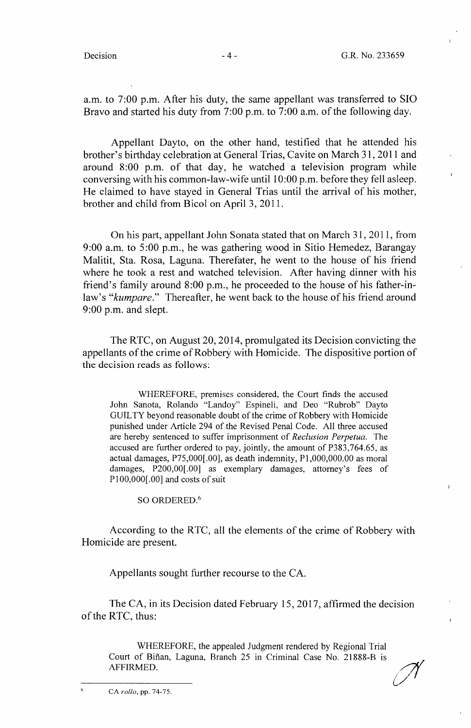a.m. to 7:00 p.m. After his duty, the same appellant was transferred to SIO Bravo and started his duty from 7:00 p.m. to 7:00 a.m. of the following day.

Appellant Dayto, on the other hand, testified that he attended his brother's birthday celebration at General Trias, Cavite on March 31, 2011 and around 8:00 p.m. of that day, he watched a television program while conversing with his common-law-wife until 10:00 p.m. before they fell asleep. He claimed to have stayed in General Trias until the arrival of his mother, brother and child from Bicol on April 3, 2011.

On his part, appellant John Sonata stated that on March 31, 2011, from 9:00 a.m. to 5:00 p.m., he was gathering wood in Sitio Hemedez, Barangay Malitit, Sta. Rosa, Laguna. Therefater, he went to the house of his friend where he took a rest and watched television. After having dinner with his friend's family around 8:00 p.m., he proceeded to the house of his father-in-law's "*kumpare*." Thereafter, he went back to the house of his friend around 9:00 p.m. and slept.

The RTC, on August 20, 2014, promulgated its Decision convicting the appellants of the crime of Robbery with Homicide. The dispositive portion of the decision reads as follows:

> WHEREFORE, premises considered, the Court finds the accused John Sanota, Rolando "Landoy" Espineli, and Deo "Rubrob" Dayto GUILTY beyond reasonable doubt of the crime of Robbery with Homicide punished under Article 294 of the Revised Penal Code. All three accused are hereby sentenced to suffer imprisonment of *Reclusion Perpetua*. The accused are further ordered to pay, jointly, the amount of P383,764.65, as actual damages, P75,000[.00], as death indemnity, P1,000,000.00 as moral damages, P200,00[.00] as exemplary damages, attorney's fees of P100,000[.00] and costs of suit
>
> SO ORDERED.[6]

According to the RTC, all the elements of the crime of Robbery with Homicide are present.

Appellants sought further recourse to the CA.

The CA, in its Decision dated February 15, 2017, affirmed the decision of the RTC, thus:

> WHEREFORE, the appealed Judgment rendered by Regional Trial Court of Biñan, Laguna, Branch 25 in Criminal Case No. 21888-B is AFFIRMED.

---

[6] CA *rollo*, pp. 74-75.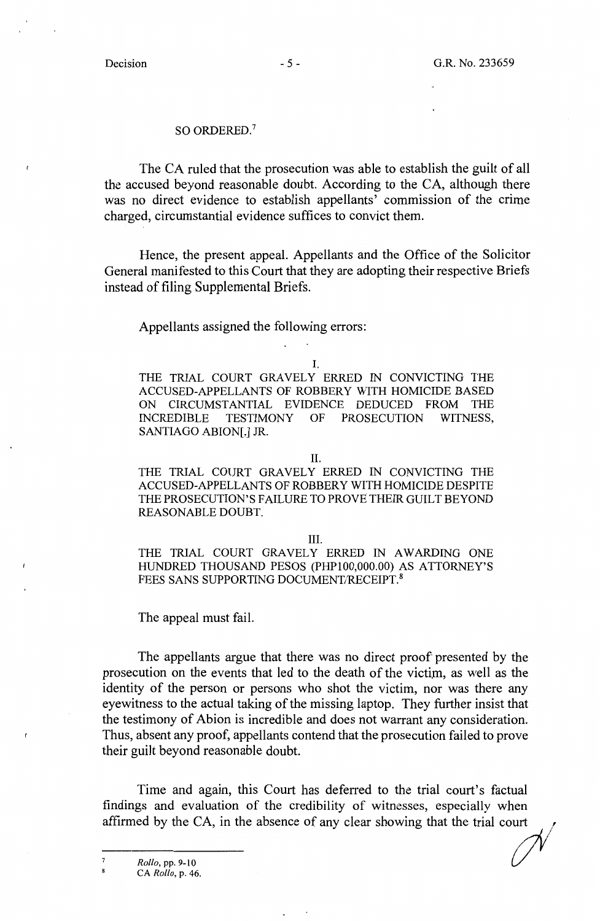SO ORDERED.[7]

The CA ruled that the prosecution was able to establish the guilt of all the accused beyond reasonable doubt. According to the CA, although there was no direct evidence to establish appellants' commission of the crime charged, circumstantial evidence suffices to convict them.

Hence, the present appeal. Appellants and the Office of the Solicitor General manifested to this Court that they are adopting their respective Briefs instead of filing Supplemental Briefs.

Appellants assigned the following errors:

I.

THE TRIAL COURT GRAVELY ERRED IN CONVICTING THE ACCUSED-APPELLANTS OF ROBBERY WITH HOMICIDE BASED ON CIRCUMSTANTIAL EVIDENCE DEDUCED FROM THE INCREDIBLE TESTIMONY OF PROSECUTION WITNESS, SANTIAGO ABION[,] JR.

II.

THE TRIAL COURT GRAVELY ERRED IN CONVICTING THE ACCUSED-APPELLANTS OF ROBBERY WITH HOMICIDE DESPITE THE PROSECUTION'S FAILURE TO PROVE THEIR GUILT BEYOND REASONABLE DOUBT.

III.

THE TRIAL COURT GRAVELY ERRED IN AWARDING ONE HUNDRED THOUSAND PESOS (PHP100,000.00) AS ATTORNEY'S FEES SANS SUPPORTING DOCUMENT/RECEIPT.[8]

The appeal must fail.

The appellants argue that there was no direct proof presented by the prosecution on the events that led to the death of the victim, as well as the identity of the person or persons who shot the victim, nor was there any eyewitness to the actual taking of the missing laptop. They further insist that the testimony of Abion is incredible and does not warrant any consideration. Thus, absent any proof, appellants contend that the prosecution failed to prove their guilt beyond reasonable doubt.

Time and again, this Court has deferred to the trial court's factual findings and evaluation of the credibility of witnesses, especially when affirmed by the CA, in the absence of any clear showing that the trial court

---

[7] *Rollo*, pp. 9-10

[8] CA *Rollo*, p. 46.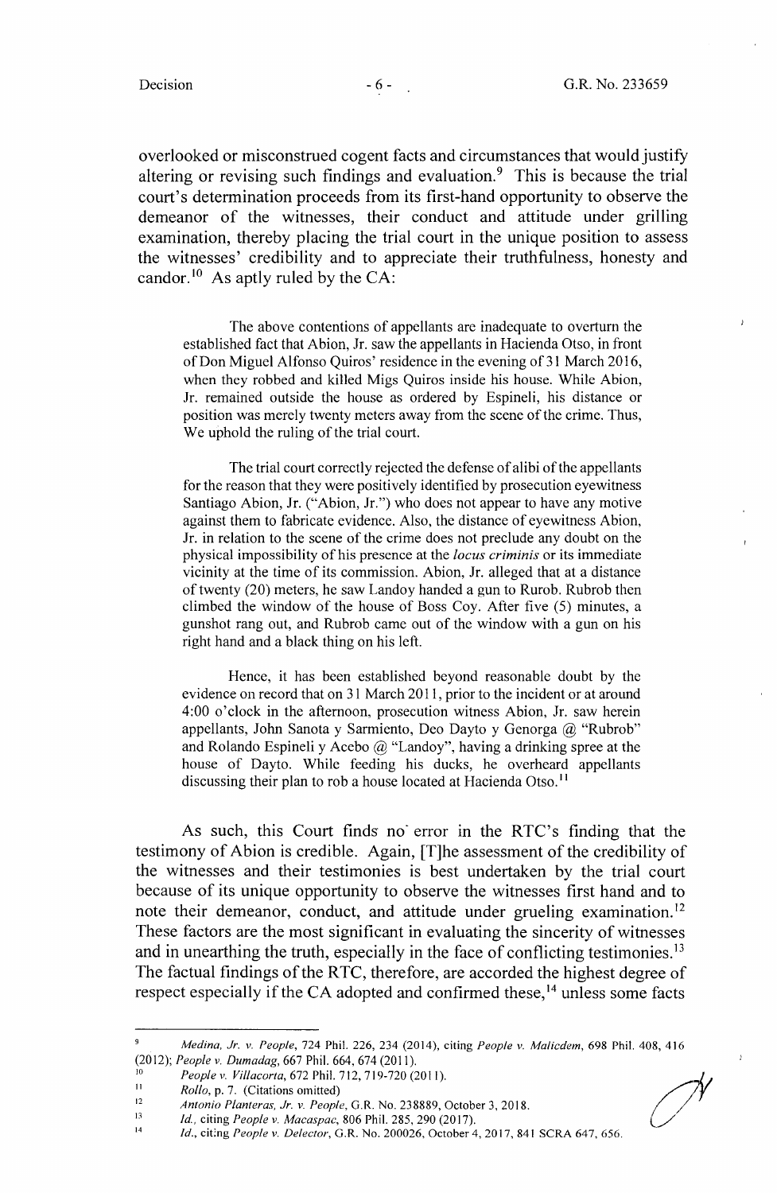overlooked or misconstrued cogent facts and circumstances that would justify altering or revising such findings and evaluation.[9] This is because the trial court's determination proceeds from its first-hand opportunity to observe the demeanor of the witnesses, their conduct and attitude under grilling examination, thereby placing the trial court in the unique position to assess the witnesses' credibility and to appreciate their truthfulness, honesty and candor.[10] As aptly ruled by the CA:

> The above contentions of appellants are inadequate to overturn the established fact that Abion, Jr. saw the appellants in Hacienda Otso, in front of Don Miguel Alfonso Quiros' residence in the evening of 31 March 2016, when they robbed and killed Migs Quiros inside his house. While Abion, Jr. remained outside the house as ordered by Espineli, his distance or position was merely twenty meters away from the scene of the crime. Thus, We uphold the ruling of the trial court.
>
> The trial court correctly rejected the defense of alibi of the appellants for the reason that they were positively identified by prosecution eyewitness Santiago Abion, Jr. ("Abion, Jr.") who does not appear to have any motive against them to fabricate evidence. Also, the distance of eyewitness Abion, Jr. in relation to the scene of the crime does not preclude any doubt on the physical impossibility of his presence at the *locus criminis* or its immediate vicinity at the time of its commission. Abion, Jr. alleged that at a distance of twenty (20) meters, he saw Landoy handed a gun to Rurob. Rubrob then climbed the window of the house of Boss Coy. After five (5) minutes, a gunshot rang out, and Rubrob came out of the window with a gun on his right hand and a black thing on his left.
>
> Hence, it has been established beyond reasonable doubt by the evidence on record that on 31 March 2011, prior to the incident or at around 4:00 o'clock in the afternoon, prosecution witness Abion, Jr. saw herein appellants, John Sanota y Sarmiento, Deo Dayto y Genorga @ "Rubrob" and Rolando Espineli y Acebo @ "Landoy", having a drinking spree at the house of Dayto. While feeding his ducks, he overheard appellants discussing their plan to rob a house located at Hacienda Otso.[11]

As such, this Court finds no error in the RTC's finding that the testimony of Abion is credible. Again, [T]he assessment of the credibility of the witnesses and their testimonies is best undertaken by the trial court because of its unique opportunity to observe the witnesses first hand and to note their demeanor, conduct, and attitude under grueling examination.[12] These factors are the most significant in evaluating the sincerity of witnesses and in unearthing the truth, especially in the face of conflicting testimonies.[13] The factual findings of the RTC, therefore, are accorded the highest degree of respect especially if the CA adopted and confirmed these,[14] unless some facts

---

[9] *Medina, Jr. v. People*, 724 Phil. 226, 234 (2014), citing *People v. Malicdem*, 698 Phil. 408, 416 (2012); *People v. Dumadag*, 667 Phil. 664, 674 (2011).

[10] *People v. Villacorta*, 672 Phil. 712, 719-720 (2011).

[11] *Rollo*, p. 7. (Citations omitted)

[12] *Antonio Planteras, Jr. v. People*, G.R. No. 238889, October 3, 2018.

[13] *Id.*, citing *People v. Macaspac*, 806 Phil. 285, 290 (2017).

[14] *Id.*, citing *People v. Delector*, G.R. No. 200026, October 4, 2017, 841 SCRA 647, 656.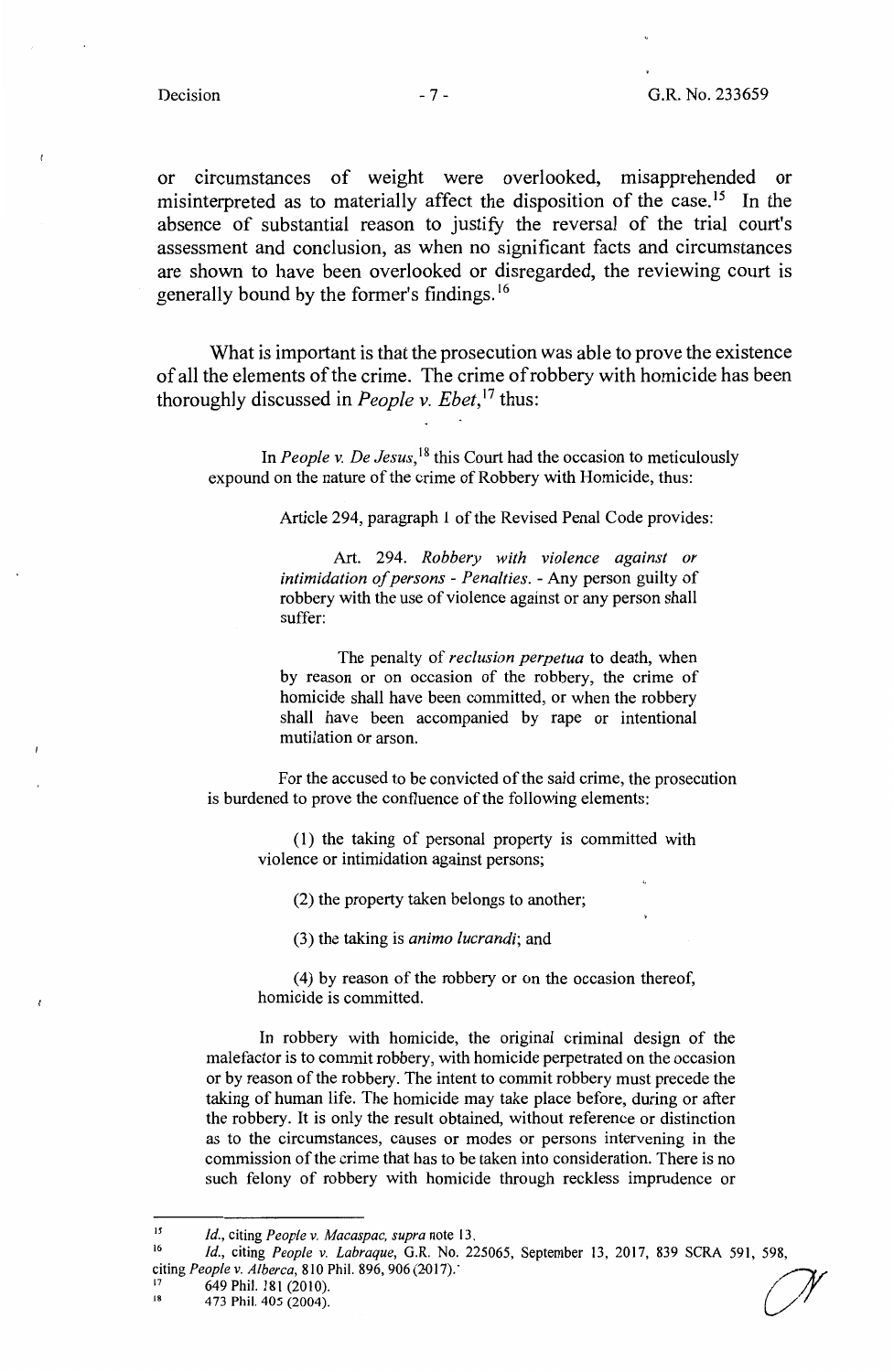or circumstances of weight were overlooked, misapprehended or misinterpreted as to materially affect the disposition of the case.[15] In the absence of substantial reason to justify the reversal of the trial court's assessment and conclusion, as when no significant facts and circumstances are shown to have been overlooked or disregarded, the reviewing court is generally bound by the former's findings.[16]

What is important is that the prosecution was able to prove the existence of all the elements of the crime. The crime of robbery with homicide has been thoroughly discussed in *People v. Ebet*,[17] thus:

> In *People v. De Jesus*,[18] this Court had the occasion to meticulously expound on the nature of the crime of Robbery with Homicide, thus:
>
> > Article 294, paragraph 1 of the Revised Penal Code provides:
> >
> > > Art. 294. *Robbery with violence against or intimidation of persons - Penalties.* - Any person guilty of robbery with the use of violence against or any person shall suffer:
> > >
> > > The penalty of *reclusion perpetua* to death, when by reason or on occasion of the robbery, the crime of homicide shall have been committed, or when the robbery shall have been accompanied by rape or intentional mutilation or arson.
> >
> > For the accused to be convicted of the said crime, the prosecution is burdened to prove the confluence of the following elements:
> >
> > > (1) the taking of personal property is committed with violence or intimidation against persons;
> > >
> > > (2) the property taken belongs to another;
> > >
> > > (3) the taking is *animo lucrandi*; and
> > >
> > > (4) by reason of the robbery or on the occasion thereof, homicide is committed.
> >
> > In robbery with homicide, the original criminal design of the malefactor is to commit robbery, with homicide perpetrated on the occasion or by reason of the robbery. The intent to commit robbery must precede the taking of human life. The homicide may take place before, during or after the robbery. It is only the result obtained, without reference or distinction as to the circumstances, causes or modes or persons intervening in the commission of the crime that has to be taken into consideration. There is no such felony of robbery with homicide through reckless imprudence or

---

[15] *Id.*, citing *People v. Macaspac, supra* note 13.

[16] *Id.*, citing *People v. Labraque*, G.R. No. 225065, September 13, 2017, 839 SCRA 591, 598, citing *People v. Alberca*, 810 Phil. 896, 906 (2017).

[17] 649 Phil. 181 (2010).

[18] 473 Phil. 405 (2004).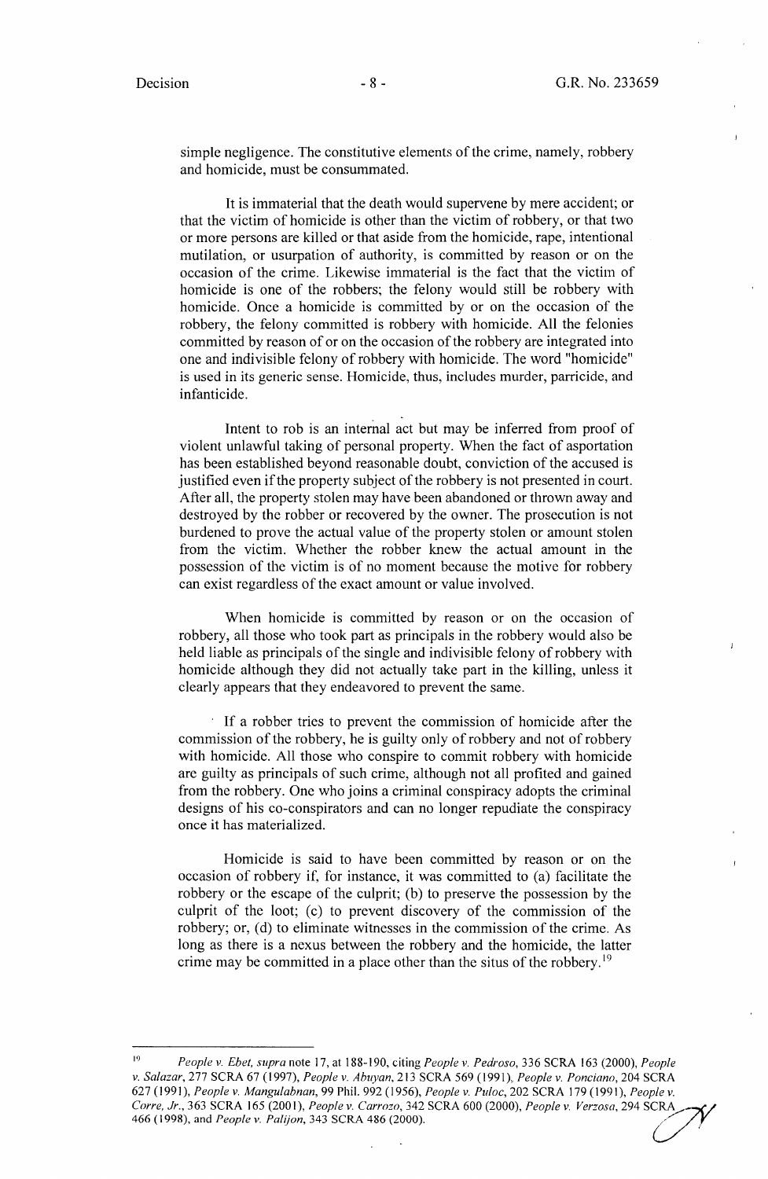simple negligence. The constitutive elements of the crime, namely, robbery and homicide, must be consummated.

It is immaterial that the death would supervene by mere accident; or that the victim of homicide is other than the victim of robbery, or that two or more persons are killed or that aside from the homicide, rape, intentional mutilation, or usurpation of authority, is committed by reason or on the occasion of the crime. Likewise immaterial is the fact that the victim of homicide is one of the robbers; the felony would still be robbery with homicide. Once a homicide is committed by or on the occasion of the robbery, the felony committed is robbery with homicide. All the felonies committed by reason of or on the occasion of the robbery are integrated into one and indivisible felony of robbery with homicide. The word "homicide" is used in its generic sense. Homicide, thus, includes murder, parricide, and infanticide.

Intent to rob is an internal act but may be inferred from proof of violent unlawful taking of personal property. When the fact of asportation has been established beyond reasonable doubt, conviction of the accused is justified even if the property subject of the robbery is not presented in court. After all, the property stolen may have been abandoned or thrown away and destroyed by the robber or recovered by the owner. The prosecution is not burdened to prove the actual value of the property stolen or amount stolen from the victim. Whether the robber knew the actual amount in the possession of the victim is of no moment because the motive for robbery can exist regardless of the exact amount or value involved.

When homicide is committed by reason or on the occasion of robbery, all those who took part as principals in the robbery would also be held liable as principals of the single and indivisible felony of robbery with homicide although they did not actually take part in the killing, unless it clearly appears that they endeavored to prevent the same.

If a robber tries to prevent the commission of homicide after the commission of the robbery, he is guilty only of robbery and not of robbery with homicide. All those who conspire to commit robbery with homicide are guilty as principals of such crime, although not all profited and gained from the robbery. One who joins a criminal conspiracy adopts the criminal designs of his co-conspirators and can no longer repudiate the conspiracy once it has materialized.

Homicide is said to have been committed by reason or on the occasion of robbery if, for instance, it was committed to (a) facilitate the robbery or the escape of the culprit; (b) to preserve the possession by the culprit of the loot; (c) to prevent discovery of the commission of the robbery; or, (d) to eliminate witnesses in the commission of the crime. As long as there is a nexus between the robbery and the homicide, the latter crime may be committed in a place other than the situs of the robbery.[19]

---

[19] *People v. Ebet*, *supra* note 17, at 188-190, citing *People v. Pedroso*, 336 SCRA 163 (2000), *People v. Salazar*, 277 SCRA 67 (1997), *People v. Abuyan*, 213 SCRA 569 (1991), *People v. Ponciano*, 204 SCRA 627 (1991), *People v. Mangulabnan*, 99 Phil. 992 (1956), *People v. Puloc*, 202 SCRA 179 (1991), *People v. Corre, Jr.*, 363 SCRA 165 (2001), *People v. Carrozo*, 342 SCRA 600 (2000), *People v. Verzosa*, 294 SCRA 466 (1998), and *People v. Palijon*, 343 SCRA 486 (2000).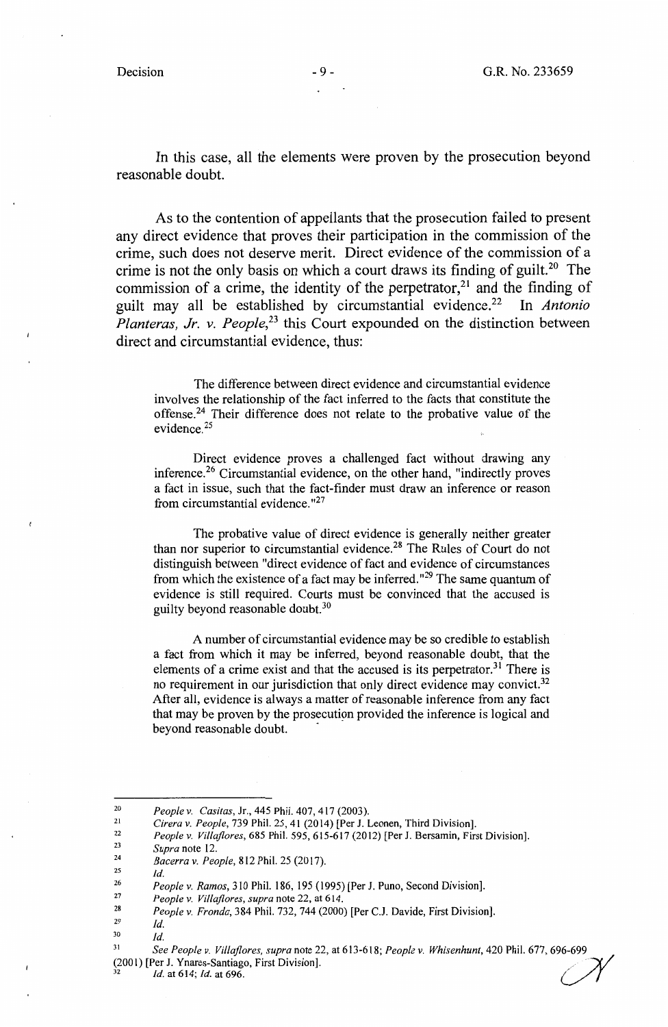In this case, all the elements were proven by the prosecution beyond reasonable doubt.

As to the contention of appellants that the prosecution failed to present any direct evidence that proves their participation in the commission of the crime, such does not deserve merit. Direct evidence of the commission of a crime is not the only basis on which a court draws its finding of guilt.[20] The commission of a crime, the identity of the perpetrator,[21] and the finding of guilt may all be established by circumstantial evidence.[22] In *Antonio Planteras, Jr. v. People*,[23] this Court expounded on the distinction between direct and circumstantial evidence, thus:

> The difference between direct evidence and circumstantial evidence involves the relationship of the fact inferred to the facts that constitute the offense.[24] Their difference does not relate to the probative value of the evidence.[25]
>
> Direct evidence proves a challenged fact without drawing any inference.[26] Circumstantial evidence, on the other hand, "indirectly proves a fact in issue, such that the fact-finder must draw an inference or reason from circumstantial evidence."[27]
>
> The probative value of direct evidence is generally neither greater than nor superior to circumstantial evidence.[28] The Rules of Court do not distinguish between "direct evidence of fact and evidence of circumstances from which the existence of a fact may be inferred."[29] The same quantum of evidence is still required. Courts must be convinced that the accused is guilty beyond reasonable doubt.[30]
>
> A number of circumstantial evidence may be so credible to establish a fact from which it may be inferred, beyond reasonable doubt, that the elements of a crime exist and that the accused is its perpetrator.[31] There is no requirement in our jurisdiction that only direct evidence may convict.[32] After all, evidence is always a matter of reasonable inference from any fact that may be proven by the prosecution provided the inference is logical and beyond reasonable doubt.

---

[20] *People v. Casitas*, Jr., 445 Phil. 407, 417 (2003).

[21] *Cirera v. People*, 739 Phil. 25, 41 (2014) [Per J. Leonen, Third Division].

[22] *People v. Villaflores*, 685 Phil. 595, 615-617 (2012) [Per J. Bersamin, First Division].

[23] *Supra* note 12.

[24] *Bacerra v. People*, 812 Phil. 25 (2017).

[25] *Id.*

[26] *People v. Ramos*, 310 Phil. 186, 195 (1995) [Per J. Puno, Second Division].

[27] *People v. Villaflores*, *supra* note 22, at 614.

[28] *People v. Fronda*, 384 Phil. 732, 744 (2000) [Per C.J. Davide, First Division].

[29] *Id.*

[30] *Id.*

[31] *See People v. Villaflores*, *supra* note 22, at 613-618; *People v. Whisenhunt*, 420 Phil. 677, 696-699 (2001) [Per J. Ynares-Santiago, First Division].

[32] *Id.* at 614; *Id.* at 696.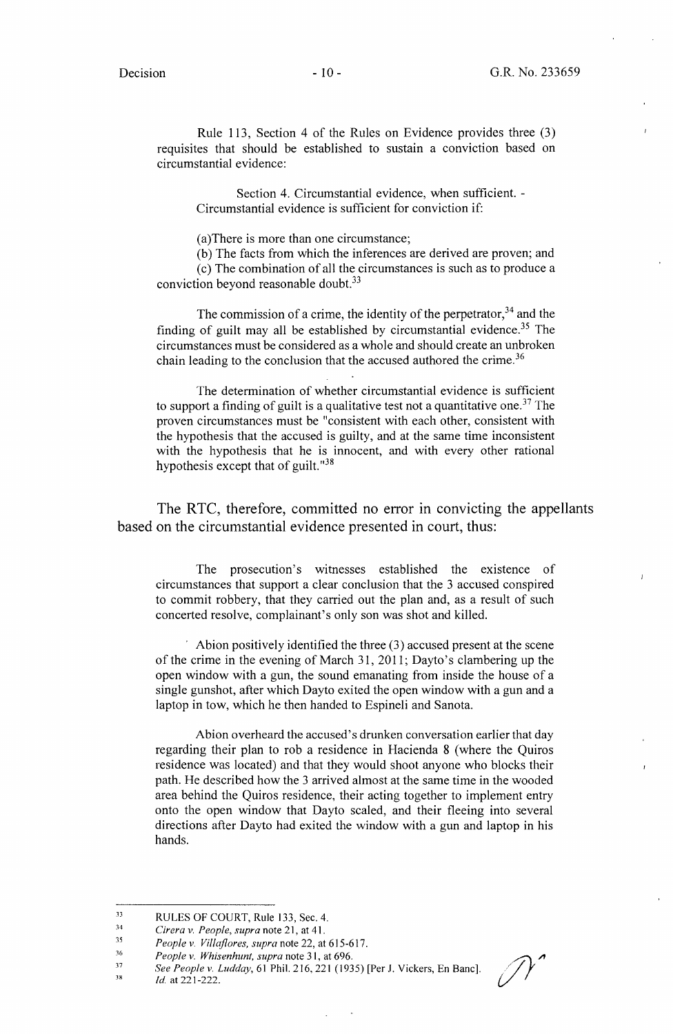Rule 113, Section 4 of the Rules on Evidence provides three (3) requisites that should be established to sustain a conviction based on circumstantial evidence:

> Section 4. Circumstantial evidence, when sufficient. - Circumstantial evidence is sufficient for conviction if:
>
> (a)There is more than one circumstance;
>
> (b) The facts from which the inferences are derived are proven; and
>
> (c) The combination of all the circumstances is such as to produce a conviction beyond reasonable doubt.[33]

The commission of a crime, the identity of the perpetrator,[34] and the finding of guilt may all be established by circumstantial evidence.[35] The circumstances must be considered as a whole and should create an unbroken chain leading to the conclusion that the accused authored the crime.[36]

The determination of whether circumstantial evidence is sufficient to support a finding of guilt is a qualitative test not a quantitative one.[37] The proven circumstances must be "consistent with each other, consistent with the hypothesis that the accused is guilty, and at the same time inconsistent with the hypothesis that he is innocent, and with every other rational hypothesis except that of guilt."[38]

The RTC, therefore, committed no error in convicting the appellants based on the circumstantial evidence presented in court, thus:

> The prosecution's witnesses established the existence of circumstances that support a clear conclusion that the 3 accused conspired to commit robbery, that they carried out the plan and, as a result of such concerted resolve, complainant's only son was shot and killed.
>
> Abion positively identified the three (3) accused present at the scene of the crime in the evening of March 31, 2011; Dayto's clambering up the open window with a gun, the sound emanating from inside the house of a single gunshot, after which Dayto exited the open window with a gun and a laptop in tow, which he then handed to Espineli and Sanota.
>
> Abion overheard the accused's drunken conversation earlier that day regarding their plan to rob a residence in Hacienda 8 (where the Quiros residence was located) and that they would shoot anyone who blocks their path. He described how the 3 arrived almost at the same time in the wooded area behind the Quiros residence, their acting together to implement entry onto the open window that Dayto scaled, and their fleeing into several directions after Dayto had exited the window with a gun and laptop in his hands.

---

[33] RULES OF COURT, Rule 133, Sec. 4.

[34] *Cirera v. People*, *supra* note 21, at 41.

[35] *People v. Villaflores*, *supra* note 22, at 615-617.

[36] *People v. Whisenhunt*, *supra* note 31, at 696.

[37] *See People v. Ludday*, 61 Phil. 216, 221 (1935) [Per J. Vickers, En Banc].

[38] *Id.* at 221-222.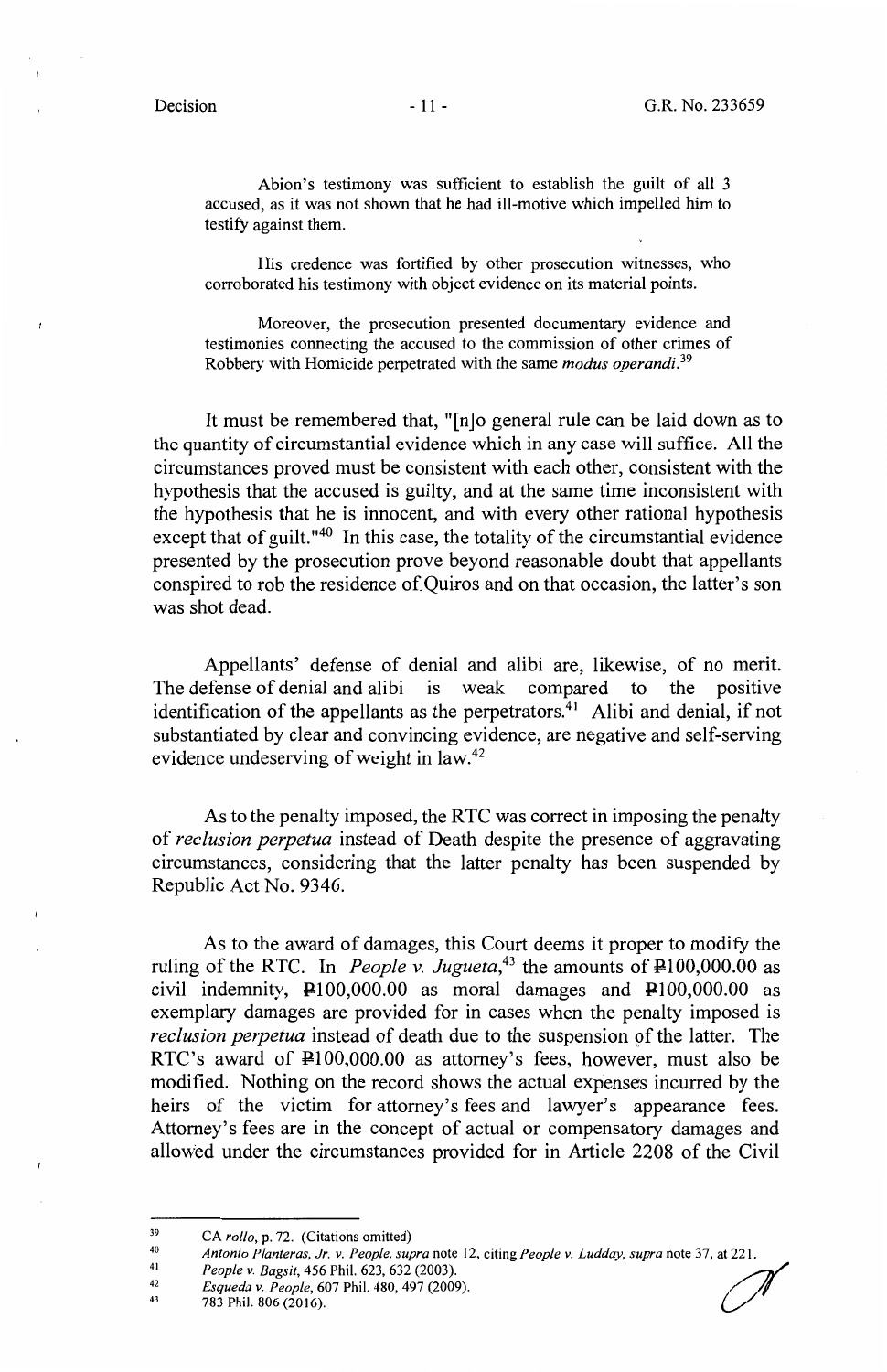> Abion's testimony was sufficient to establish the guilt of all 3 accused, as it was not shown that he had ill-motive which impelled him to testify against them.
>
> His credence was fortified by other prosecution witnesses, who corroborated his testimony with object evidence on its material points.
>
> Moreover, the prosecution presented documentary evidence and testimonies connecting the accused to the commission of other crimes of Robbery with Homicide perpetrated with the same *modus operandi*.[39]

It must be remembered that, "[n]o general rule can be laid down as to the quantity of circumstantial evidence which in any case will suffice. All the circumstances proved must be consistent with each other, consistent with the hypothesis that the accused is guilty, and at the same time inconsistent with the hypothesis that he is innocent, and with every other rational hypothesis except that of guilt."[40] In this case, the totality of the circumstantial evidence presented by the prosecution prove beyond reasonable doubt that appellants conspired to rob the residence of Quiros and on that occasion, the latter's son was shot dead.

Appellants' defense of denial and alibi are, likewise, of no merit. The defense of denial and alibi is weak compared to the positive identification of the appellants as the perpetrators.[41] Alibi and denial, if not substantiated by clear and convincing evidence, are negative and self-serving evidence undeserving of weight in law.[42]

As to the penalty imposed, the RTC was correct in imposing the penalty of *reclusion perpetua* instead of Death despite the presence of aggravating circumstances, considering that the latter penalty has been suspended by Republic Act No. 9346.

As to the award of damages, this Court deems it proper to modify the ruling of the RTC. In *People v. Jugueta*,[43] the amounts of ₱100,000.00 as civil indemnity, ₱100,000.00 as moral damages and ₱100,000.00 as exemplary damages are provided for in cases when the penalty imposed is *reclusion perpetua* instead of death due to the suspension of the latter. The RTC's award of ₱100,000.00 as attorney's fees, however, must also be modified. Nothing on the record shows the actual expenses incurred by the heirs of the victim for attorney's fees and lawyer's appearance fees. Attorney's fees are in the concept of actual or compensatory damages and allowed under the circumstances provided for in Article 2208 of the Civil

---

[39] CA *rollo*, p. 72. (Citations omitted)

[40] *Antonio Planteras, Jr. v. People*, *supra* note 12, citing *People v. Ludday*, *supra* note 37, at 221.

[41] *People v. Bagsit*, 456 Phil. 623, 632 (2003).

[42] *Esqueda v. People*, 607 Phil. 480, 497 (2009).

[43] 783 Phil. 806 (2016).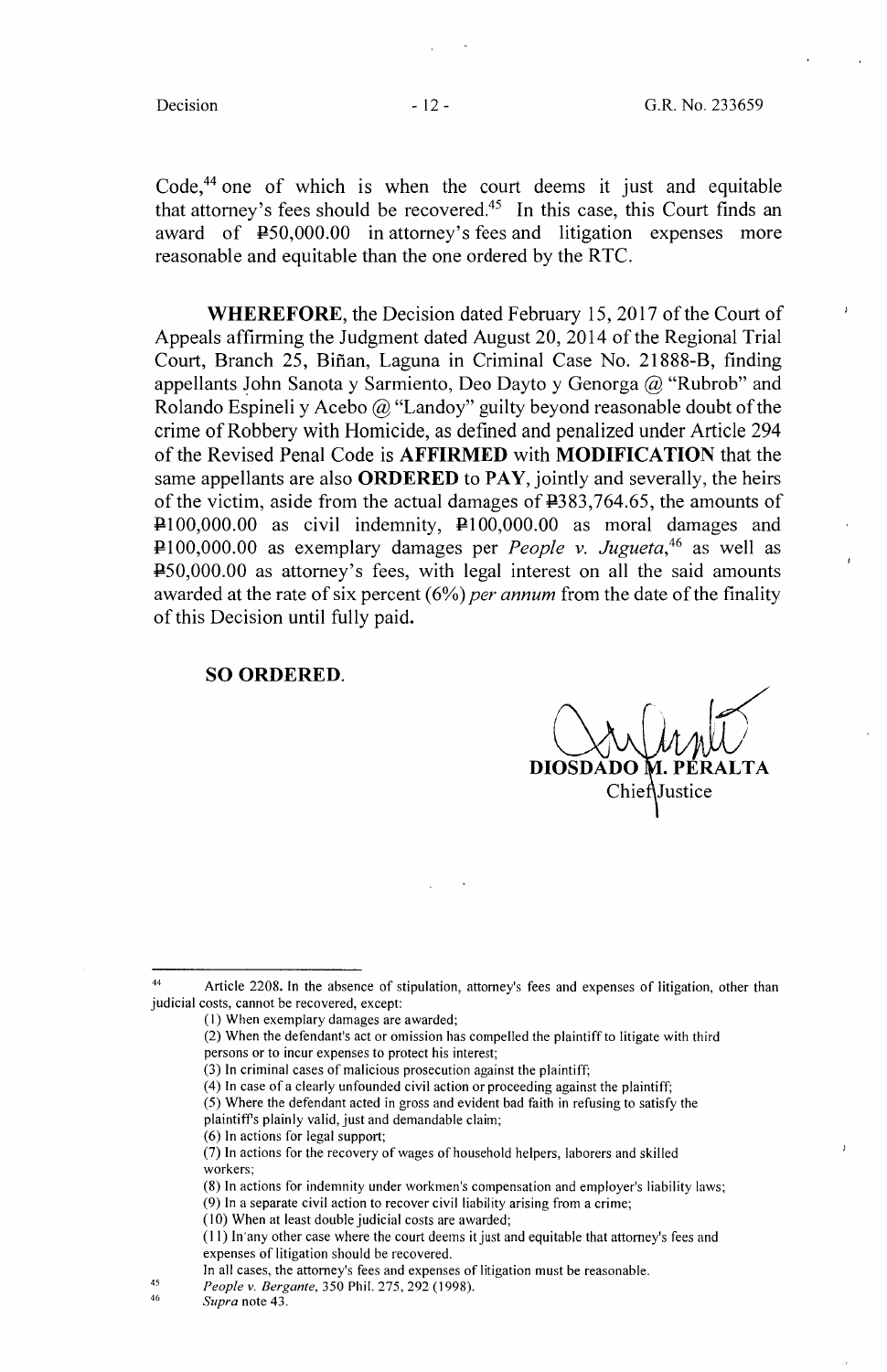Code,[44] one of which is when the court deems it just and equitable that attorney's fees should be recovered.[45] In this case, this Court finds an award of ₱50,000.00 in attorney's fees and litigation expenses more reasonable and equitable than the one ordered by the RTC.

**WHEREFORE**, the Decision dated February 15, 2017 of the Court of Appeals affirming the Judgment dated August 20, 2014 of the Regional Trial Court, Branch 25, Biñan, Laguna in Criminal Case No. 21888-B, finding appellants John Sanota y Sarmiento, Deo Dayto y Genorga @ "Rubrob" and Rolando Espineli y Acebo @ "Landoy" guilty beyond reasonable doubt of the crime of Robbery with Homicide, as defined and penalized under Article 294 of the Revised Penal Code is **AFFIRMED** with **MODIFICATION** that the same appellants are also **ORDERED** to **PAY**, jointly and severally, the heirs of the victim, aside from the actual damages of ₱383,764.65, the amounts of ₱100,000.00 as civil indemnity, ₱100,000.00 as moral damages and ₱100,000.00 as exemplary damages per *People v. Jugueta*,[46] as well as ₱50,000.00 as attorney's fees, with legal interest on all the said amounts awarded at the rate of six percent (6%) *per annum* from the date of the finality of this Decision until fully paid.

**SO ORDERED.**

**DIOSDADO M. PERALTA**
Chief Justice

---

[44] Article 2208. In the absence of stipulation, attorney's fees and expenses of litigation, other than judicial costs, cannot be recovered, except:

(1) When exemplary damages are awarded;
(2) When the defendant's act or omission has compelled the plaintiff to litigate with third persons or to incur expenses to protect his interest;
(3) In criminal cases of malicious prosecution against the plaintiff;
(4) In case of a clearly unfounded civil action or proceeding against the plaintiff;
(5) Where the defendant acted in gross and evident bad faith in refusing to satisfy the plaintiff's plainly valid, just and demandable claim;
(6) In actions for legal support;
(7) In actions for the recovery of wages of household helpers, laborers and skilled workers;
(8) In actions for indemnity under workmen's compensation and employer's liability laws;
(9) In a separate civil action to recover civil liability arising from a crime;
(10) When at least double judicial costs are awarded;
(11) In any other case where the court deems it just and equitable that attorney's fees and expenses of litigation should be recovered.

In all cases, the attorney's fees and expenses of litigation must be reasonable.

[45] *People v. Bergante*, 350 Phil. 275, 292 (1998).

[46] *Supra* note 43.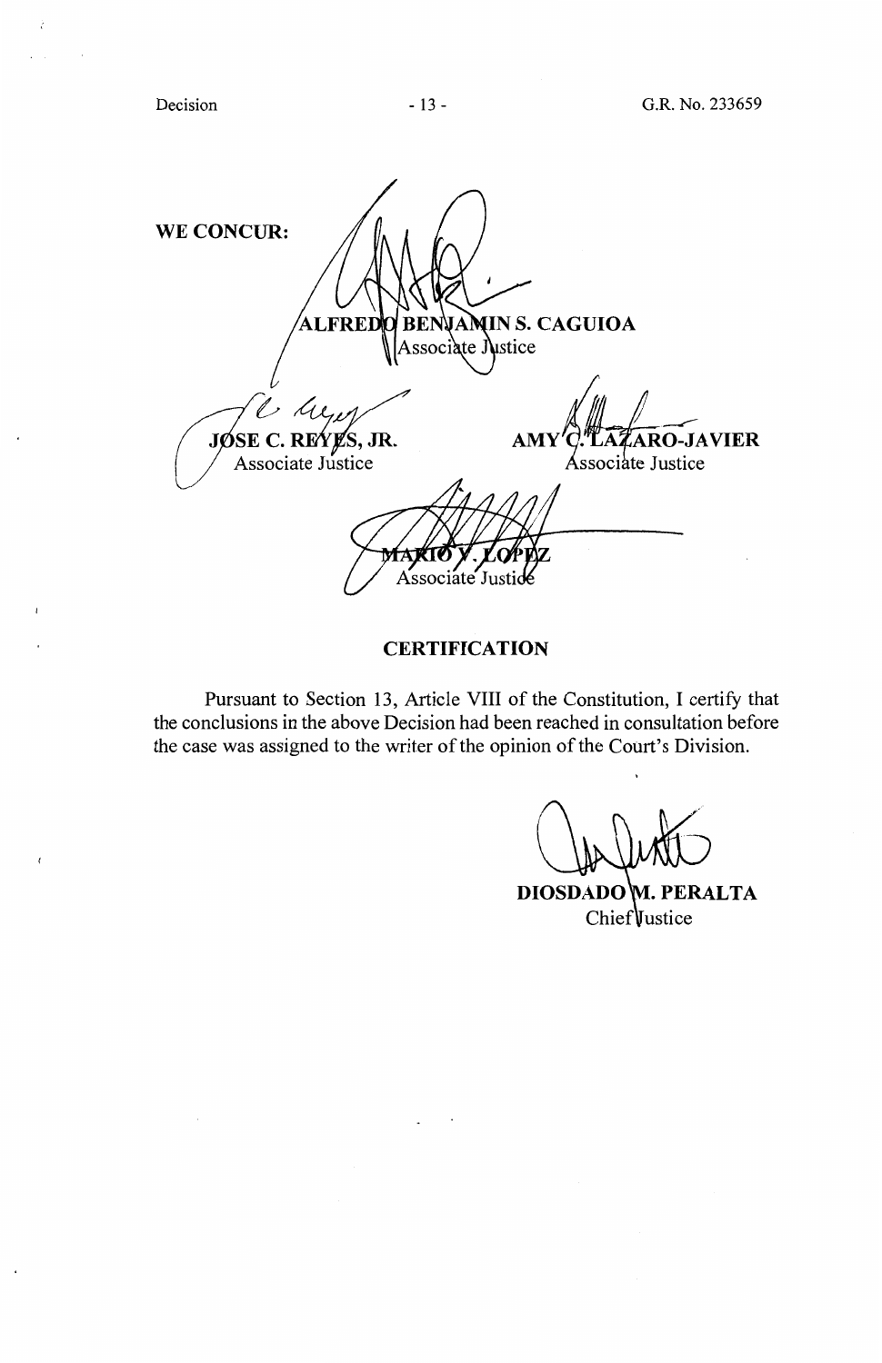**WE CONCUR:**

**ALFREDO BENJAMIN S. CAGUIOA**
Associate Justice

**JOSE C. REYES, JR.**
Associate Justice

**AMY C. LAZARO-JAVIER**
Associate Justice

**MARIO V. LOPEZ**
Associate Justice

## CERTIFICATION

Pursuant to Section 13, Article VIII of the Constitution, I certify that the conclusions in the above Decision had been reached in consultation before the case was assigned to the writer of the opinion of the Court's Division.

**DIOSDADO M. PERALTA**
Chief Justice